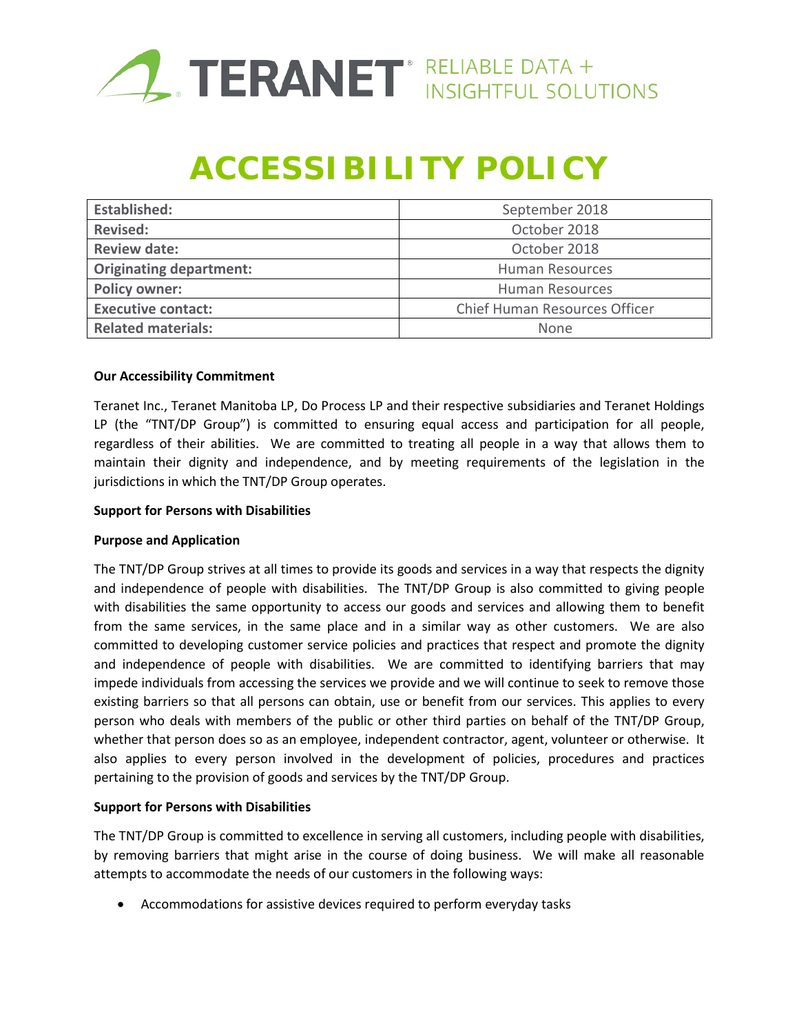TERANET® RELIABLE DATA + INSIGHTFUL SOLUTIONS

# ACCESSIBILITY POLICY

| | |
|---|---|
| **Established:** | September 2018 |
| **Revised:** | October 2018 |
| **Review date:** | October 2018 |
| **Originating department:** | Human Resources |
| **Policy owner:** | Human Resources |
| **Executive contact:** | Chief Human Resources Officer |
| **Related materials:** | None |

**Our Accessibility Commitment**

Teranet Inc., Teranet Manitoba LP, Do Process LP and their respective subsidiaries and Teranet Holdings LP (the "TNT/DP Group") is committed to ensuring equal access and participation for all people, regardless of their abilities. We are committed to treating all people in a way that allows them to maintain their dignity and independence, and by meeting requirements of the legislation in the jurisdictions in which the TNT/DP Group operates.

**Support for Persons with Disabilities**

**Purpose and Application**

The TNT/DP Group strives at all times to provide its goods and services in a way that respects the dignity and independence of people with disabilities. The TNT/DP Group is also committed to giving people with disabilities the same opportunity to access our goods and services and allowing them to benefit from the same services, in the same place and in a similar way as other customers. We are also committed to developing customer service policies and practices that respect and promote the dignity and independence of people with disabilities. We are committed to identifying barriers that may impede individuals from accessing the services we provide and we will continue to seek to remove those existing barriers so that all persons can obtain, use or benefit from our services. This applies to every person who deals with members of the public or other third parties on behalf of the TNT/DP Group, whether that person does so as an employee, independent contractor, agent, volunteer or otherwise. It also applies to every person involved in the development of policies, procedures and practices pertaining to the provision of goods and services by the TNT/DP Group.

**Support for Persons with Disabilities**

The TNT/DP Group is committed to excellence in serving all customers, including people with disabilities, by removing barriers that might arise in the course of doing business. We will make all reasonable attempts to accommodate the needs of our customers in the following ways:

- Accommodations for assistive devices required to perform everyday tasks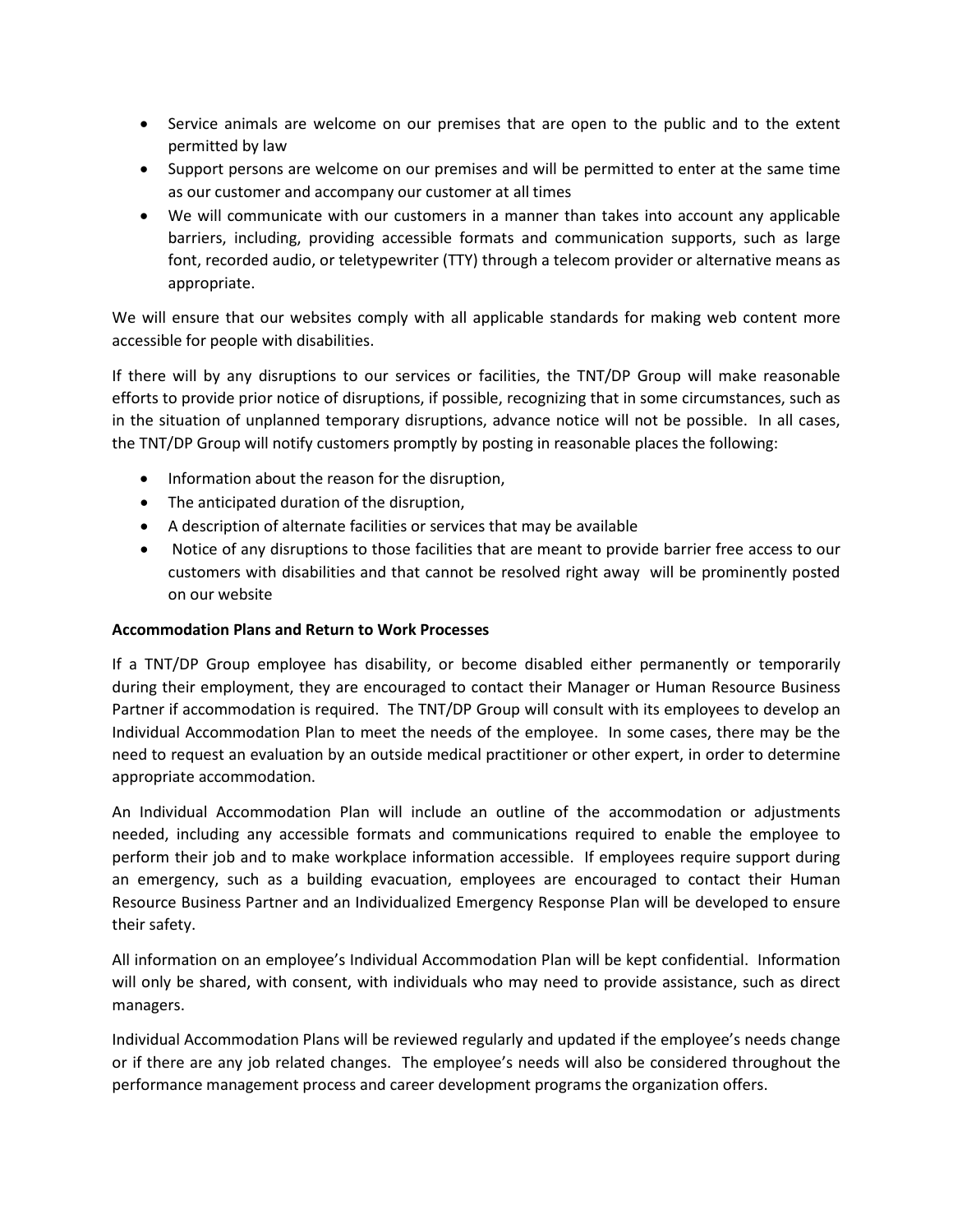- Service animals are welcome on our premises that are open to the public and to the extent permitted by law
- Support persons are welcome on our premises and will be permitted to enter at the same time as our customer and accompany our customer at all times
- We will communicate with our customers in a manner than takes into account any applicable barriers, including, providing accessible formats and communication supports, such as large font, recorded audio, or teletypewriter (TTY) through a telecom provider or alternative means as appropriate.

We will ensure that our websites comply with all applicable standards for making web content more accessible for people with disabilities.

If there will by any disruptions to our services or facilities, the TNT/DP Group will make reasonable efforts to provide prior notice of disruptions, if possible, recognizing that in some circumstances, such as in the situation of unplanned temporary disruptions, advance notice will not be possible. In all cases, the TNT/DP Group will notify customers promptly by posting in reasonable places the following:

- Information about the reason for the disruption,
- The anticipated duration of the disruption,
- A description of alternate facilities or services that may be available
- Notice of any disruptions to those facilities that are meant to provide barrier free access to our customers with disabilities and that cannot be resolved right away will be prominently posted on our website

**Accommodation Plans and Return to Work Processes**

If a TNT/DP Group employee has disability, or become disabled either permanently or temporarily during their employment, they are encouraged to contact their Manager or Human Resource Business Partner if accommodation is required. The TNT/DP Group will consult with its employees to develop an Individual Accommodation Plan to meet the needs of the employee. In some cases, there may be the need to request an evaluation by an outside medical practitioner or other expert, in order to determine appropriate accommodation.

An Individual Accommodation Plan will include an outline of the accommodation or adjustments needed, including any accessible formats and communications required to enable the employee to perform their job and to make workplace information accessible. If employees require support during an emergency, such as a building evacuation, employees are encouraged to contact their Human Resource Business Partner and an Individualized Emergency Response Plan will be developed to ensure their safety.

All information on an employee's Individual Accommodation Plan will be kept confidential. Information will only be shared, with consent, with individuals who may need to provide assistance, such as direct managers.

Individual Accommodation Plans will be reviewed regularly and updated if the employee's needs change or if there are any job related changes. The employee's needs will also be considered throughout the performance management process and career development programs the organization offers.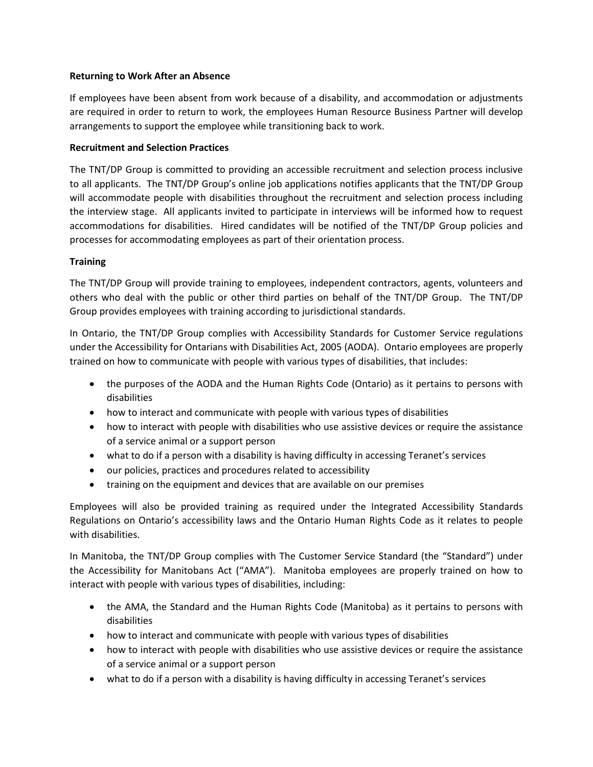**Returning to Work After an Absence**

If employees have been absent from work because of a disability, and accommodation or adjustments are required in order to return to work, the employees Human Resource Business Partner will develop arrangements to support the employee while transitioning back to work.

**Recruitment and Selection Practices**

The TNT/DP Group is committed to providing an accessible recruitment and selection process inclusive to all applicants. The TNT/DP Group's online job applications notifies applicants that the TNT/DP Group will accommodate people with disabilities throughout the recruitment and selection process including the interview stage. All applicants invited to participate in interviews will be informed how to request accommodations for disabilities. Hired candidates will be notified of the TNT/DP Group policies and processes for accommodating employees as part of their orientation process.

**Training**

The TNT/DP Group will provide training to employees, independent contractors, agents, volunteers and others who deal with the public or other third parties on behalf of the TNT/DP Group. The TNT/DP Group provides employees with training according to jurisdictional standards.

In Ontario, the TNT/DP Group complies with Accessibility Standards for Customer Service regulations under the Accessibility for Ontarians with Disabilities Act, 2005 (AODA). Ontario employees are properly trained on how to communicate with people with various types of disabilities, that includes:

- the purposes of the AODA and the Human Rights Code (Ontario) as it pertains to persons with disabilities
- how to interact and communicate with people with various types of disabilities
- how to interact with people with disabilities who use assistive devices or require the assistance of a service animal or a support person
- what to do if a person with a disability is having difficulty in accessing Teranet's services
- our policies, practices and procedures related to accessibility
- training on the equipment and devices that are available on our premises

Employees will also be provided training as required under the Integrated Accessibility Standards Regulations on Ontario's accessibility laws and the Ontario Human Rights Code as it relates to people with disabilities.

In Manitoba, the TNT/DP Group complies with The Customer Service Standard (the "Standard") under the Accessibility for Manitobans Act ("AMA"). Manitoba employees are properly trained on how to interact with people with various types of disabilities, including:

- the AMA, the Standard and the Human Rights Code (Manitoba) as it pertains to persons with disabilities
- how to interact and communicate with people with various types of disabilities
- how to interact with people with disabilities who use assistive devices or require the assistance of a service animal or a support person
- what to do if a person with a disability is having difficulty in accessing Teranet's services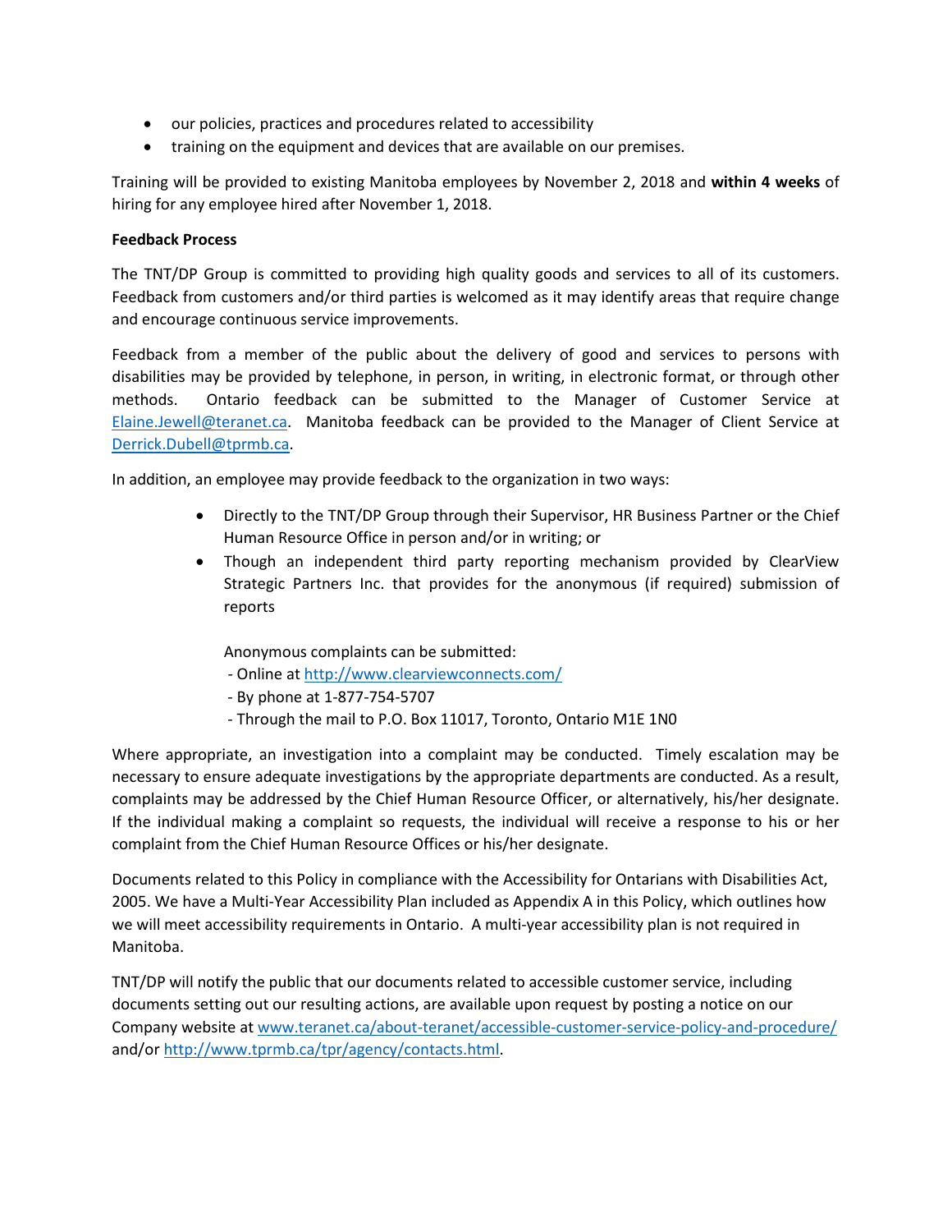- our policies, practices and procedures related to accessibility
- training on the equipment and devices that are available on our premises.

Training will be provided to existing Manitoba employees by November 2, 2018 and **within 4 weeks** of hiring for any employee hired after November 1, 2018.

**Feedback Process**

The TNT/DP Group is committed to providing high quality goods and services to all of its customers. Feedback from customers and/or third parties is welcomed as it may identify areas that require change and encourage continuous service improvements.

Feedback from a member of the public about the delivery of good and services to persons with disabilities may be provided by telephone, in person, in writing, in electronic format, or through other methods. Ontario feedback can be submitted to the Manager of Customer Service at Elaine.Jewell@teranet.ca. Manitoba feedback can be provided to the Manager of Client Service at Derrick.Dubell@tprmb.ca.

In addition, an employee may provide feedback to the organization in two ways:

- Directly to the TNT/DP Group through their Supervisor, HR Business Partner or the Chief Human Resource Office in person and/or in writing; or
- Though an independent third party reporting mechanism provided by ClearView Strategic Partners Inc. that provides for the anonymous (if required) submission of reports

  Anonymous complaints can be submitted:
  - Online at http://www.clearviewconnects.com/
  - By phone at 1-877-754-5707
  - Through the mail to P.O. Box 11017, Toronto, Ontario M1E 1N0

Where appropriate, an investigation into a complaint may be conducted. Timely escalation may be necessary to ensure adequate investigations by the appropriate departments are conducted. As a result, complaints may be addressed by the Chief Human Resource Officer, or alternatively, his/her designate. If the individual making a complaint so requests, the individual will receive a response to his or her complaint from the Chief Human Resource Offices or his/her designate.

Documents related to this Policy in compliance with the Accessibility for Ontarians with Disabilities Act, 2005. We have a Multi-Year Accessibility Plan included as Appendix A in this Policy, which outlines how we will meet accessibility requirements in Ontario. A multi-year accessibility plan is not required in Manitoba.

TNT/DP will notify the public that our documents related to accessible customer service, including documents setting out our resulting actions, are available upon request by posting a notice on our Company website at www.teranet.ca/about-teranet/accessible-customer-service-policy-and-procedure/ and/or http://www.tprmb.ca/tpr/agency/contacts.html.